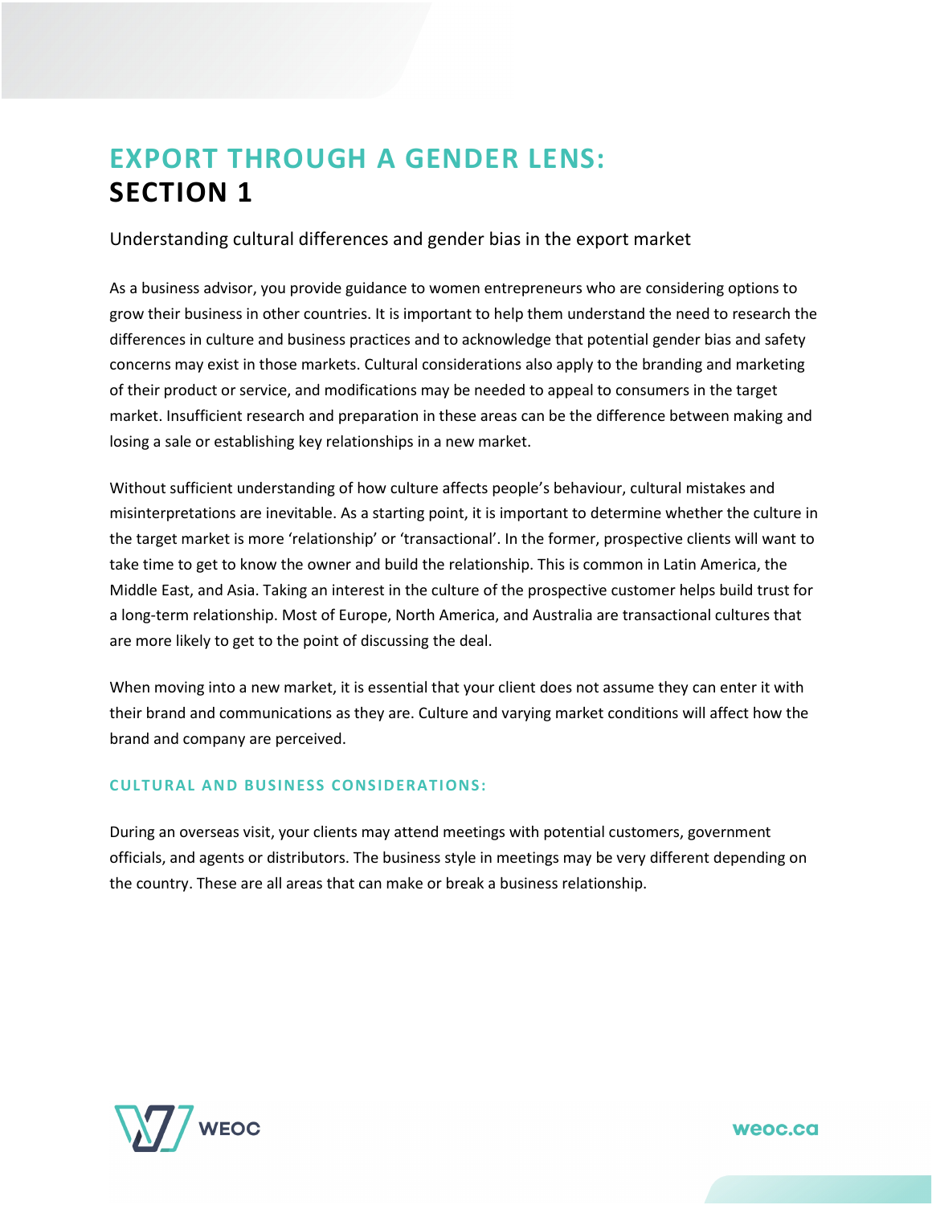# EXPORT THROUGH A GENDER LENS: SECTION 1

Understanding cultural differences and gender bias in the export market

As a business advisor, you provide guidance to women entrepreneurs who are considering options to grow their business in other countries. It is important to help them understand the need to research the differences in culture and business practices and to acknowledge that potential gender bias and safety concerns may exist in those markets. Cultural considerations also apply to the branding and marketing of their product or service, and modifications may be needed to appeal to consumers in the target market. Insufficient research and preparation in these areas can be the difference between making and losing a sale or establishing key relationships in a new market.

Without sufficient understanding of how culture affects people's behaviour, cultural mistakes and misinterpretations are inevitable. As a starting point, it is important to determine whether the culture in the target market is more 'relationship' or 'transactional'. In the former, prospective clients will want to take time to get to know the owner and build the relationship. This is common in Latin America, the Middle East, and Asia. Taking an interest in the culture of the prospective customer helps build trust for a long-term relationship. Most of Europe, North America, and Australia are transactional cultures that are more likely to get to the point of discussing the deal.

When moving into a new market, it is essential that your client does not assume they can enter it with their brand and communications as they are. Culture and varying market conditions will affect how the brand and company are perceived.

### CULTURAL AND BUSINESS CONSIDERATIONS:

During an overseas visit, your clients may attend meetings with potential customers, government officials, and agents or distributors. The business style in meetings may be very different depending on the country. These are all areas that can make or break a business relationship.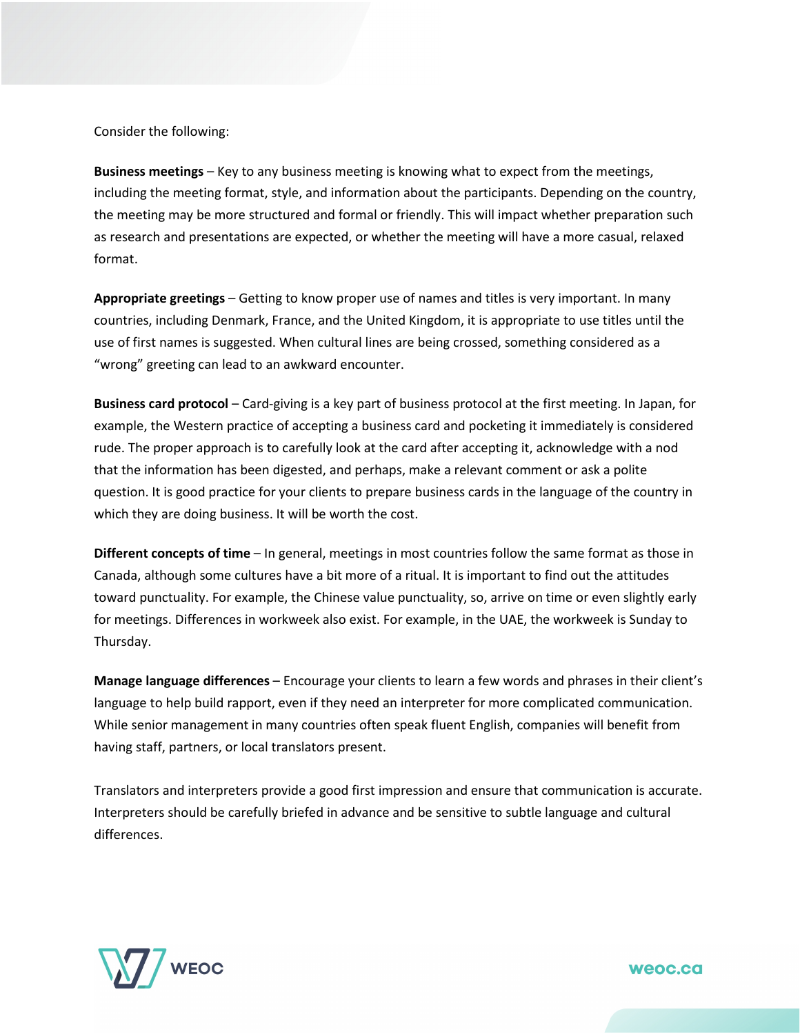Consider the following:

**Business meetings** – Key to any business meeting is knowing what to expect from the meetings, including the meeting format, style, and information about the participants. Depending on the country, the meeting may be more structured and formal or friendly. This will impact whether preparation such as research and presentations are expected, or whether the meeting will have a more casual, relaxed format.

**Appropriate greetings** – Getting to know proper use of names and titles is very important. In many countries, including Denmark, France, and the United Kingdom, it is appropriate to use titles until the use of first names is suggested. When cultural lines are being crossed, something considered as a "wrong" greeting can lead to an awkward encounter.

**Business card protocol** – Card-giving is a key part of business protocol at the first meeting. In Japan, for example, the Western practice of accepting a business card and pocketing it immediately is considered rude. The proper approach is to carefully look at the card after accepting it, acknowledge with a nod that the information has been digested, and perhaps, make a relevant comment or ask a polite question. It is good practice for your clients to prepare business cards in the language of the country in which they are doing business. It will be worth the cost.

**Different concepts of time** – In general, meetings in most countries follow the same format as those in Canada, although some cultures have a bit more of a ritual. It is important to find out the attitudes toward punctuality. For example, the Chinese value punctuality, so, arrive on time or even slightly early for meetings. Differences in workweek also exist. For example, in the UAE, the workweek is Sunday to Thursday.

**Manage language differences** – Encourage your clients to learn a few words and phrases in their client's language to help build rapport, even if they need an interpreter for more complicated communication. While senior management in many countries often speak fluent English, companies will benefit from having staff, partners, or local translators present.

Translators and interpreters provide a good first impression and ensure that communication is accurate. Interpreters should be carefully briefed in advance and be sensitive to subtle language and cultural differences.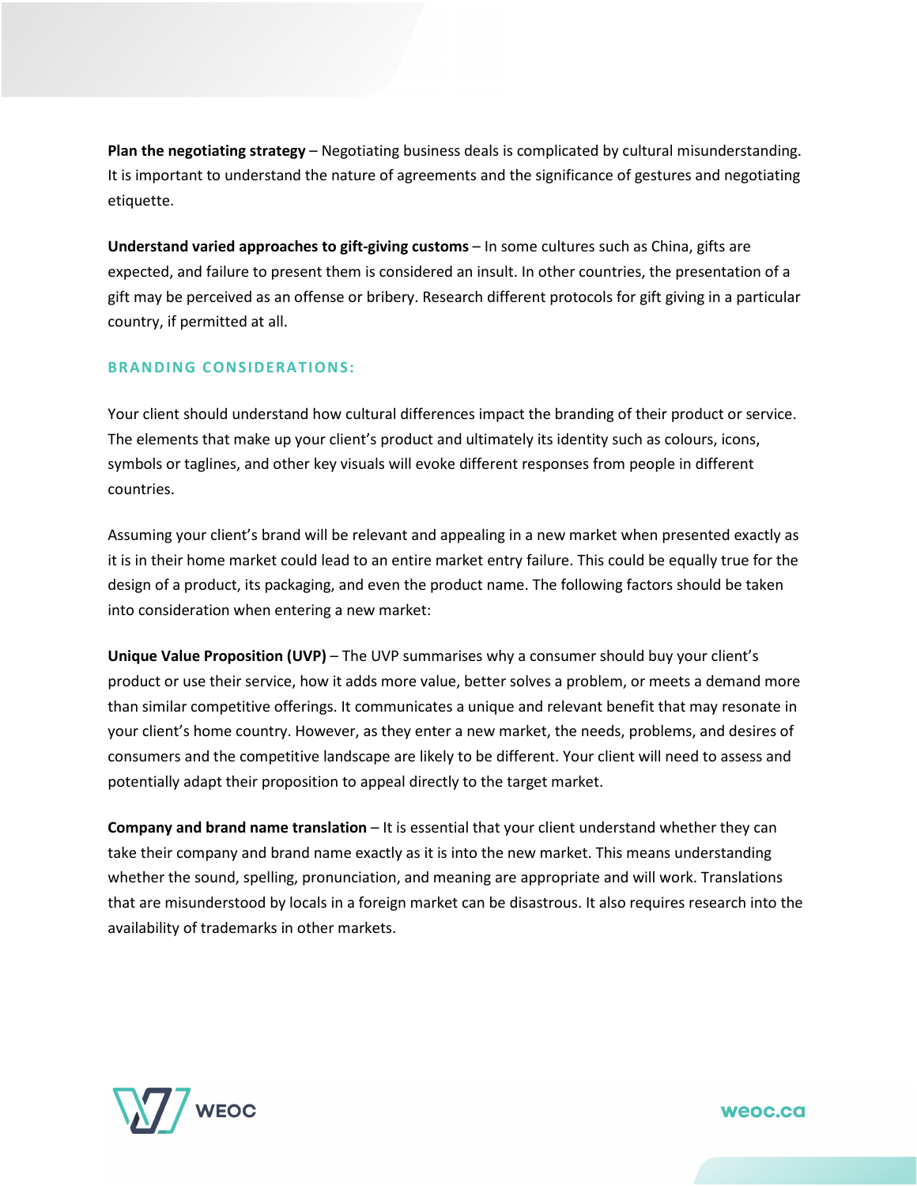**Plan the negotiating strategy** – Negotiating business deals is complicated by cultural misunderstanding. It is important to understand the nature of agreements and the significance of gestures and negotiating etiquette.

**Understand varied approaches to gift-giving customs** – In some cultures such as China, gifts are expected, and failure to present them is considered an insult. In other countries, the presentation of a gift may be perceived as an offense or bribery. Research different protocols for gift giving in a particular country, if permitted at all.

## BRANDING CONSIDERATIONS:

Your client should understand how cultural differences impact the branding of their product or service. The elements that make up your client's product and ultimately its identity such as colours, icons, symbols or taglines, and other key visuals will evoke different responses from people in different countries.

Assuming your client's brand will be relevant and appealing in a new market when presented exactly as it is in their home market could lead to an entire market entry failure. This could be equally true for the design of a product, its packaging, and even the product name. The following factors should be taken into consideration when entering a new market:

**Unique Value Proposition (UVP)** – The UVP summarises why a consumer should buy your client's product or use their service, how it adds more value, better solves a problem, or meets a demand more than similar competitive offerings. It communicates a unique and relevant benefit that may resonate in your client's home country. However, as they enter a new market, the needs, problems, and desires of consumers and the competitive landscape are likely to be different. Your client will need to assess and potentially adapt their proposition to appeal directly to the target market.

**Company and brand name translation** – It is essential that your client understand whether they can take their company and brand name exactly as it is into the new market. This means understanding whether the sound, spelling, pronunciation, and meaning are appropriate and will work. Translations that are misunderstood by locals in a foreign market can be disastrous. It also requires research into the availability of trademarks in other markets.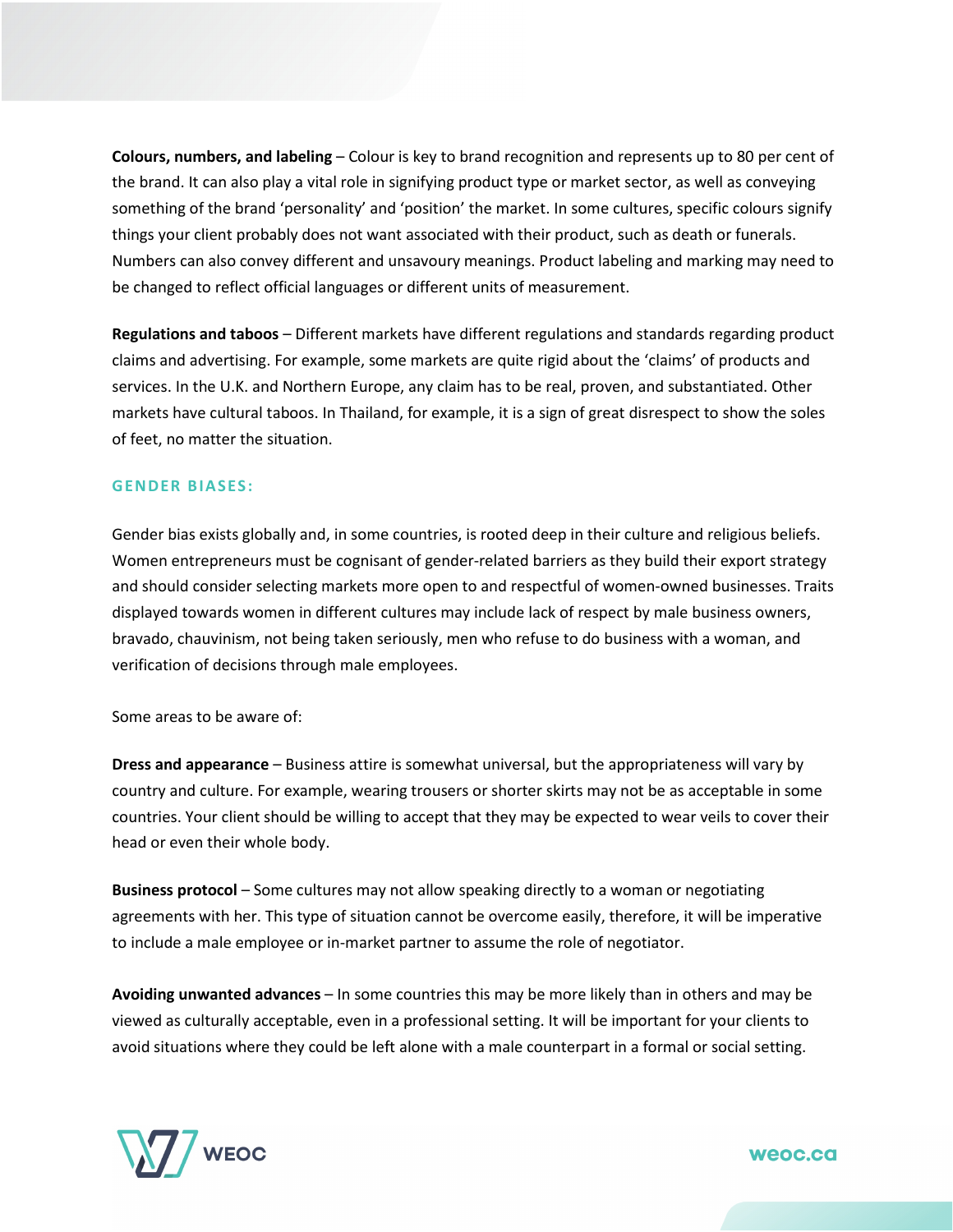**Colours, numbers, and labeling** – Colour is key to brand recognition and represents up to 80 per cent of the brand. It can also play a vital role in signifying product type or market sector, as well as conveying something of the brand 'personality' and 'position' the market. In some cultures, specific colours signify things your client probably does not want associated with their product, such as death or funerals. Numbers can also convey different and unsavoury meanings. Product labeling and marking may need to be changed to reflect official languages or different units of measurement.

**Regulations and taboos** – Different markets have different regulations and standards regarding product claims and advertising. For example, some markets are quite rigid about the 'claims' of products and services. In the U.K. and Northern Europe, any claim has to be real, proven, and substantiated. Other markets have cultural taboos. In Thailand, for example, it is a sign of great disrespect to show the soles of feet, no matter the situation.

## GENDER BIASES:

Gender bias exists globally and, in some countries, is rooted deep in their culture and religious beliefs. Women entrepreneurs must be cognisant of gender-related barriers as they build their export strategy and should consider selecting markets more open to and respectful of women-owned businesses. Traits displayed towards women in different cultures may include lack of respect by male business owners, bravado, chauvinism, not being taken seriously, men who refuse to do business with a woman, and verification of decisions through male employees.

Some areas to be aware of:

**Dress and appearance** – Business attire is somewhat universal, but the appropriateness will vary by country and culture. For example, wearing trousers or shorter skirts may not be as acceptable in some countries. Your client should be willing to accept that they may be expected to wear veils to cover their head or even their whole body.

**Business protocol** – Some cultures may not allow speaking directly to a woman or negotiating agreements with her. This type of situation cannot be overcome easily, therefore, it will be imperative to include a male employee or in-market partner to assume the role of negotiator.

**Avoiding unwanted advances** – In some countries this may be more likely than in others and may be viewed as culturally acceptable, even in a professional setting. It will be important for your clients to avoid situations where they could be left alone with a male counterpart in a formal or social setting.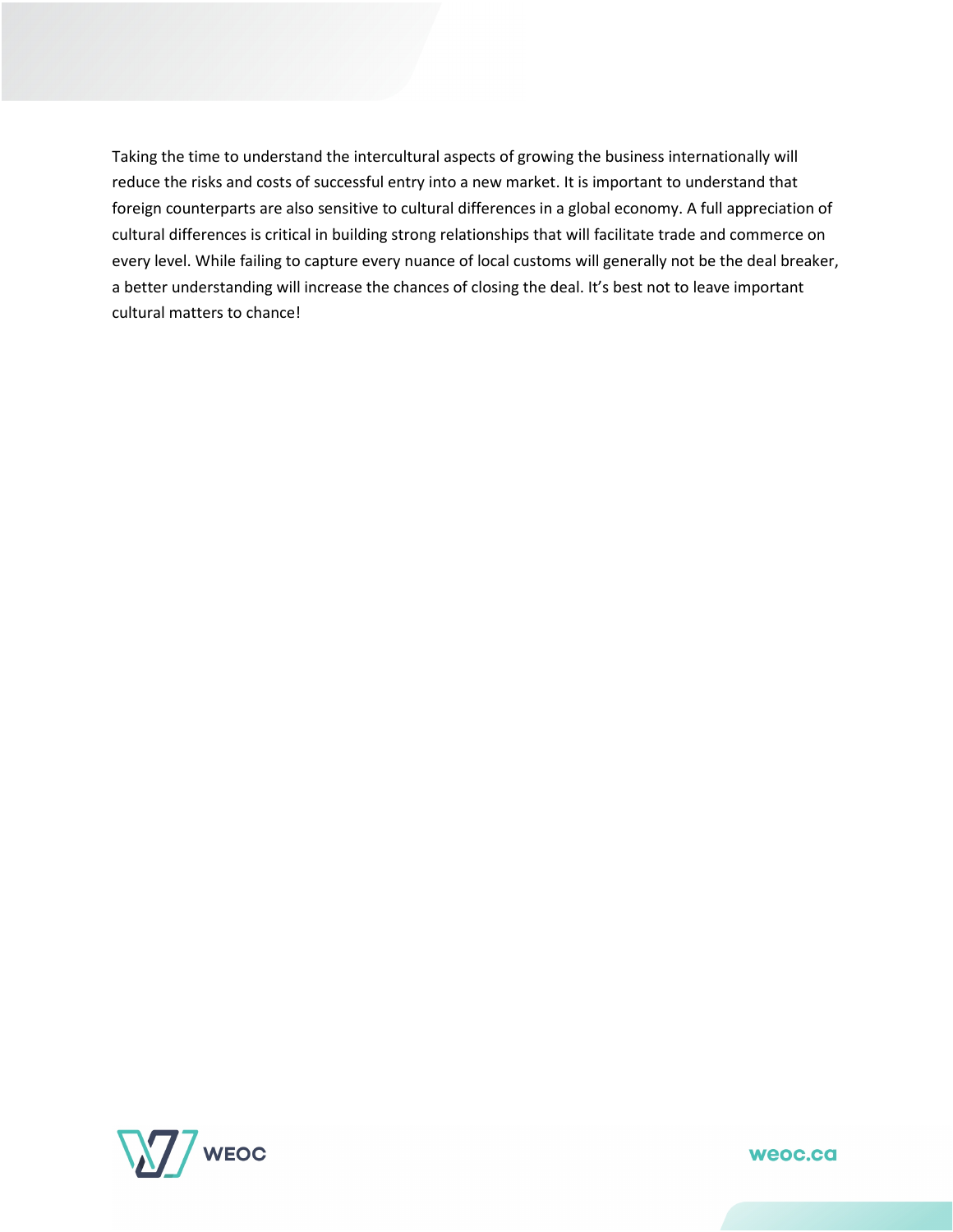Taking the time to understand the intercultural aspects of growing the business internationally will reduce the risks and costs of successful entry into a new market. It is important to understand that foreign counterparts are also sensitive to cultural differences in a global economy. A full appreciation of cultural differences is critical in building strong relationships that will facilitate trade and commerce on every level. While failing to capture every nuance of local customs will generally not be the deal breaker, a better understanding will increase the chances of closing the deal. It's best not to leave important cultural matters to chance!